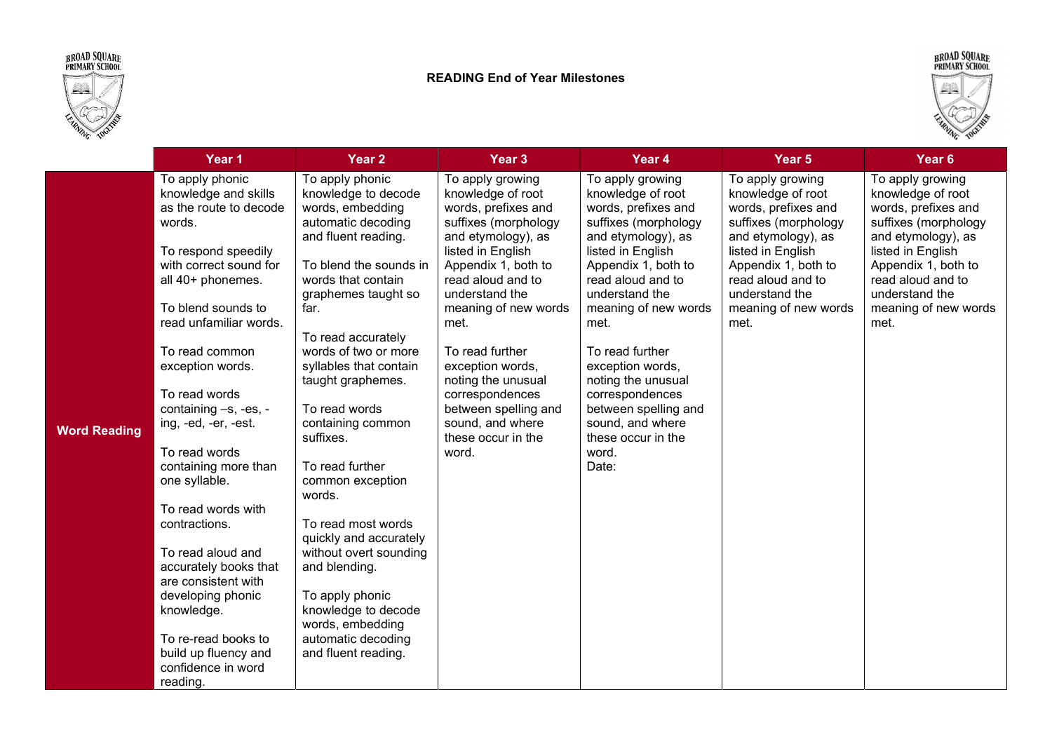# READING End of Year Milestones

| | Year 1 | Year 2 | Year 3 | Year 4 | Year 5 | Year 6 |
|---|---|---|---|---|---|---|
| **Word Reading** | To apply phonic knowledge and skills as the route to decode words.<br><br>To respond speedily with correct sound for all 40+ phonemes.<br><br>To blend sounds to read unfamiliar words.<br><br>To read common exception words.<br><br>To read words containing –s, -es, -ing, -ed, -er, -est.<br><br>To read words containing more than one syllable.<br><br>To read words with contractions.<br><br>To read aloud and accurately books that are consistent with developing phonic knowledge.<br><br>To re-read books to build up fluency and confidence in word reading. | To apply phonic knowledge to decode words, embedding automatic decoding and fluent reading.<br><br>To blend the sounds in words that contain graphemes taught so far.<br><br>To read accurately words of two or more syllables that contain taught graphemes.<br><br>To read words containing common suffixes.<br><br>To read further common exception words.<br><br>To read most words quickly and accurately without overt sounding and blending.<br><br>To apply phonic knowledge to decode words, embedding automatic decoding and fluent reading. | To apply growing knowledge of root words, prefixes and suffixes (morphology and etymology), as listed in English Appendix 1, both to read aloud and to understand the meaning of new words met.<br><br>To read further exception words, noting the unusual correspondences between spelling and sound, and where these occur in the word. | To apply growing knowledge of root words, prefixes and suffixes (morphology and etymology), as listed in English Appendix 1, both to read aloud and to understand the meaning of new words met.<br><br>To read further exception words, noting the unusual correspondences between spelling and sound, and where these occur in the word.<br>Date: | To apply growing knowledge of root words, prefixes and suffixes (morphology and etymology), as listed in English Appendix 1, both to read aloud and to understand the meaning of new words met. | To apply growing knowledge of root words, prefixes and suffixes (morphology and etymology), as listed in English Appendix 1, both to read aloud and to understand the meaning of new words met. |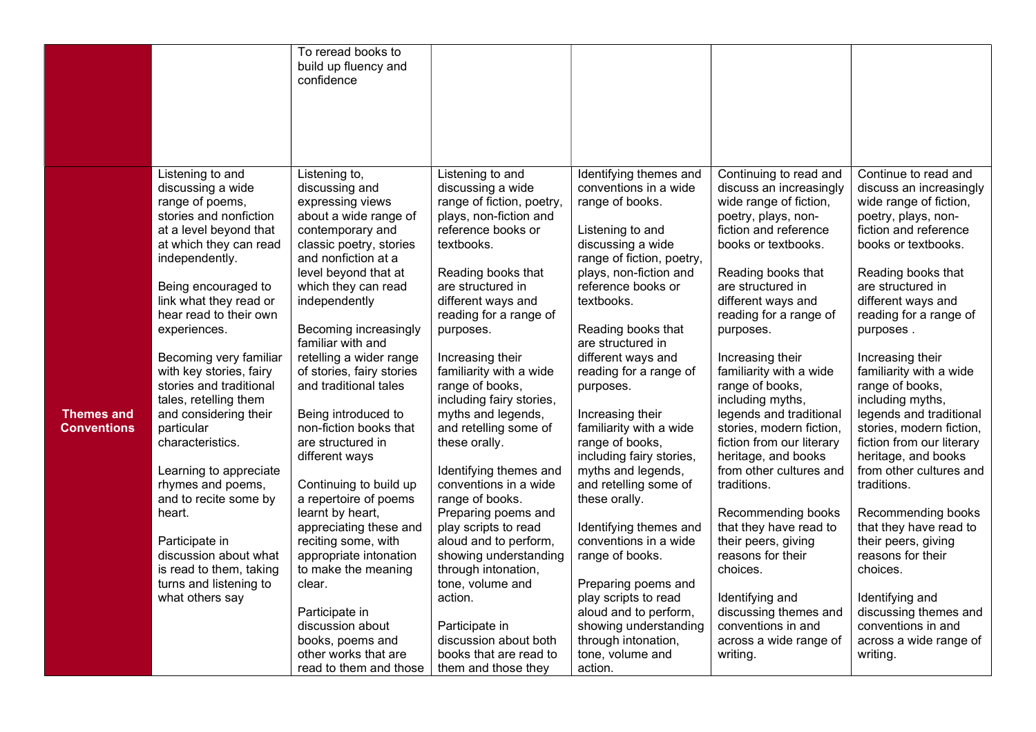| | | | | | | |
|---|---|---|---|---|---|---|
| | | To reread books to build up fluency and confidence | | | | |
| **Themes and Conventions** | Listening to and discussing a wide range of poems, stories and nonfiction at a level beyond that at which they can read independently.<br><br>Being encouraged to link what they read or hear read to their own experiences.<br><br>Becoming very familiar with key stories, fairy stories and traditional tales, retelling them and considering their particular characteristics.<br><br>Learning to appreciate rhymes and poems, and to recite some by heart.<br><br>Participate in discussion about what is read to them, taking turns and listening to what others say | Listening to, discussing and expressing views about a wide range of contemporary and classic poetry, stories and nonfiction at a level beyond that at which they can read independently<br><br>Becoming increasingly familiar with and retelling a wider range of stories, fairy stories and traditional tales<br><br>Being introduced to non-fiction books that are structured in different ways<br><br>Continuing to build up a repertoire of poems learnt by heart, appreciating these and reciting some, with appropriate intonation to make the meaning clear.<br><br>Participate in discussion about books, poems and other works that are read to them and those | Listening to and discussing a wide range of fiction, poetry, plays, non-fiction and reference books or textbooks.<br><br>Reading books that are structured in different ways and reading for a range of purposes.<br><br>Increasing their familiarity with a wide range of books, including fairy stories, myths and legends, and retelling some of these orally.<br><br>Identifying themes and conventions in a wide range of books.<br>Preparing poems and play scripts to read aloud and to perform, showing understanding through intonation, tone, volume and action.<br><br>Participate in discussion about both books that are read to them and those they | Identifying themes and conventions in a wide range of books.<br><br>Listening to and discussing a wide range of fiction, poetry, plays, non-fiction and reference books or textbooks.<br><br>Reading books that are structured in different ways and reading for a range of purposes.<br><br>Increasing their familiarity with a wide range of books, including fairy stories, myths and legends, and retelling some of these orally.<br><br>Identifying themes and conventions in a wide range of books.<br><br>Preparing poems and play scripts to read aloud and to perform, showing understanding through intonation, tone, volume and action. | Continuing to read and discuss an increasingly wide range of fiction, poetry, plays, non-fiction and reference books or textbooks.<br><br>Reading books that are structured in different ways and reading for a range of purposes.<br><br>Increasing their familiarity with a wide range of books, including myths, legends and traditional stories, modern fiction, fiction from our literary heritage, and books from other cultures and traditions.<br><br>Recommending books that they have read to their peers, giving reasons for their choices.<br><br>Identifying and discussing themes and conventions in and across a wide range of writing. | Continue to read and discuss an increasingly wide range of fiction, poetry, plays, non-fiction and reference books or textbooks.<br><br>Reading books that are structured in different ways and reading for a range of purposes .<br><br>Increasing their familiarity with a wide range of books, including myths, legends and traditional stories, modern fiction, fiction from our literary heritage, and books from other cultures and traditions.<br><br>Recommending books that they have read to their peers, giving reasons for their choices.<br><br>Identifying and discussing themes and conventions in and across a wide range of writing. |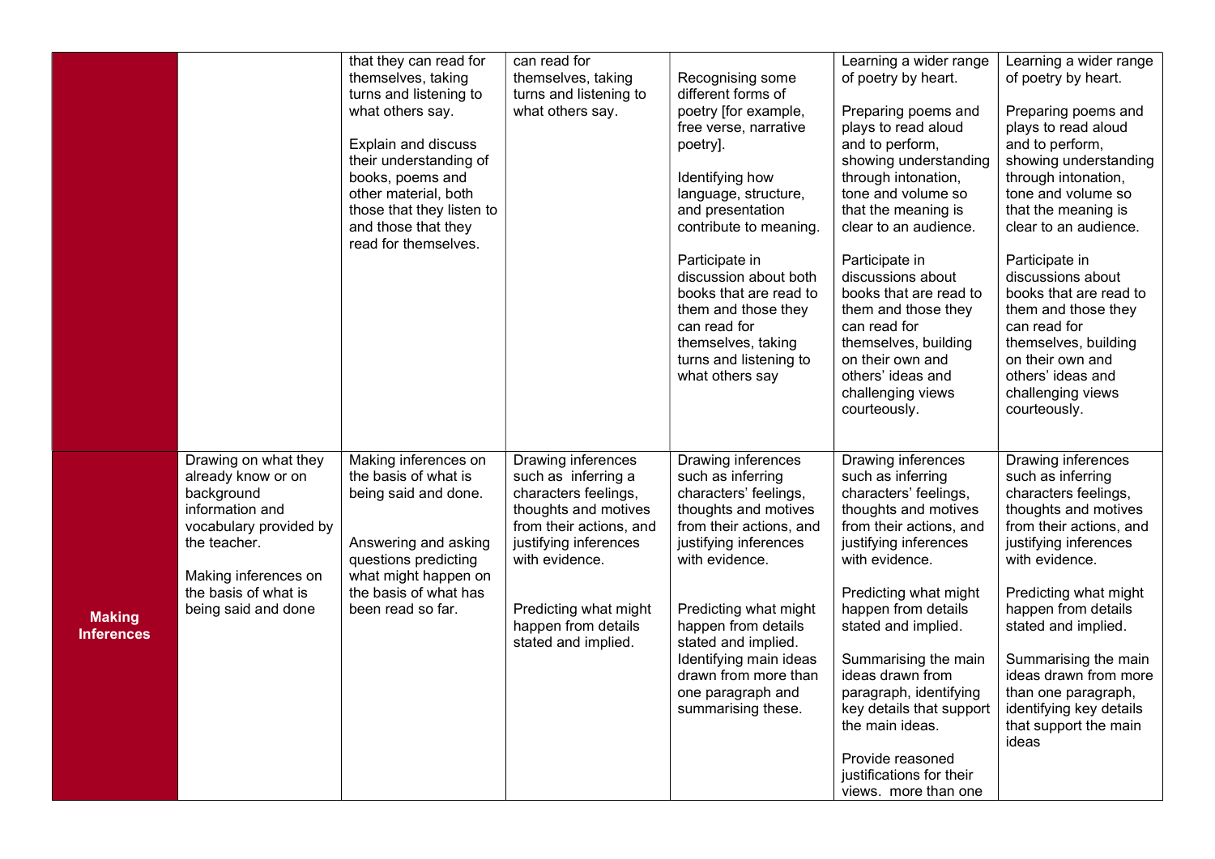|  |  |  |  |  |  |  |
|---|---|---|---|---|---|---|
|  |  | that they can read for themselves, taking turns and listening to what others say.<br><br>Explain and discuss their understanding of books, poems and other material, both those that they listen to and those that they read for themselves. | can read for themselves, taking turns and listening to what others say. | Recognising some different forms of poetry [for example, free verse, narrative poetry].<br><br>Identifying how language, structure, and presentation contribute to meaning.<br><br>Participate in discussion about both books that are read to them and those they can read for themselves, taking turns and listening to what others say | Learning a wider range of poetry by heart.<br><br>Preparing poems and plays to read aloud and to perform, showing understanding through intonation, tone and volume so that the meaning is clear to an audience.<br><br>Participate in discussions about books that are read to them and those they can read for themselves, building on their own and others' ideas and challenging views courteously. | Learning a wider range of poetry by heart.<br><br>Preparing poems and plays to read aloud and to perform, showing understanding through intonation, tone and volume so that the meaning is clear to an audience.<br><br>Participate in discussions about books that are read to them and those they can read for themselves, building on their own and others' ideas and challenging views courteously. |
| **Making Inferences** | Drawing on what they already know or on background information and vocabulary provided by the teacher.<br><br>Making inferences on the basis of what is being said and done | Making inferences on the basis of what is being said and done.<br><br>Answering and asking questions predicting what might happen on the basis of what has been read so far. | Drawing inferences such as inferring a characters feelings, thoughts and motives from their actions, and justifying inferences with evidence.<br><br>Predicting what might happen from details stated and implied. | Drawing inferences such as inferring characters' feelings, thoughts and motives from their actions, and justifying inferences with evidence.<br><br>Predicting what might happen from details stated and implied.<br>Identifying main ideas drawn from more than one paragraph and summarising these. | Drawing inferences such as inferring characters' feelings, thoughts and motives from their actions, and justifying inferences with evidence.<br><br>Predicting what might happen from details stated and implied.<br><br>Summarising the main ideas drawn from paragraph, identifying key details that support the main ideas.<br><br>Provide reasoned justifications for their views. more than one | Drawing inferences such as inferring characters feelings, thoughts and motives from their actions, and justifying inferences with evidence.<br><br>Predicting what might happen from details stated and implied.<br><br>Summarising the main ideas drawn from more than one paragraph, identifying key details that support the main ideas |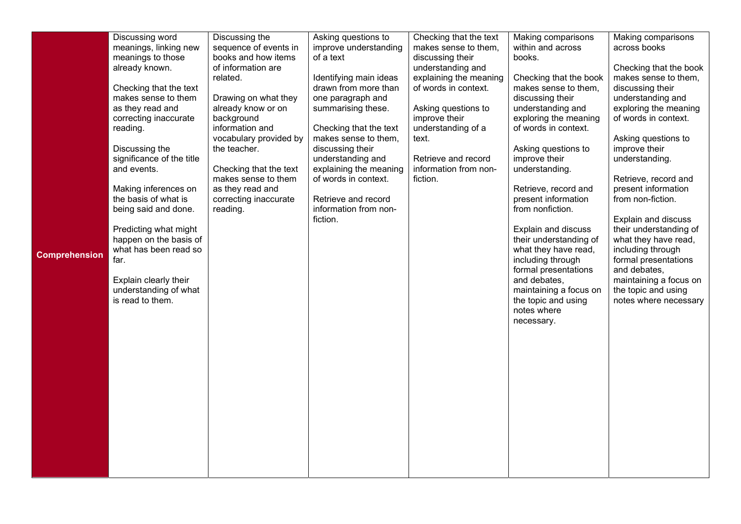| Comprehension | Discussing word meanings, linking new meanings to those already known.<br><br>Checking that the text makes sense to them as they read and correcting inaccurate reading.<br><br>Discussing the significance of the title and events.<br><br>Making inferences on the basis of what is being said and done.<br><br>Predicting what might happen on the basis of what has been read so far.<br><br>Explain clearly their understanding of what is read to them. | Discussing the sequence of events in books and how items of information are related.<br><br>Drawing on what they already know or on background information and vocabulary provided by the teacher.<br><br>Checking that the text makes sense to them as they read and correcting inaccurate reading. | Asking questions to improve understanding of a text<br><br>Identifying main ideas drawn from more than one paragraph and summarising these.<br><br>Checking that the text makes sense to them, discussing their understanding and explaining the meaning of words in context.<br><br>Retrieve and record information from non-fiction. | Checking that the text makes sense to them, discussing their understanding and explaining the meaning of words in context.<br><br>Asking questions to improve their understanding of a text.<br><br>Retrieve and record information from non-fiction. | Making comparisons within and across books.<br><br>Checking that the book makes sense to them, discussing their understanding and exploring the meaning of words in context.<br><br>Asking questions to improve their understanding.<br><br>Retrieve, record and present information from nonfiction.<br><br>Explain and discuss their understanding of what they have read, including through formal presentations and debates, maintaining a focus on the topic and using notes where necessary. | Making comparisons across books<br><br>Checking that the book makes sense to them, discussing their understanding and exploring the meaning of words in context.<br><br>Asking questions to improve their understanding.<br><br>Retrieve, record and present information from non-fiction.<br><br>Explain and discuss their understanding of what they have read, including through formal presentations and debates, maintaining a focus on the topic and using notes where necessary |
|---|---|---|---|---|---|---|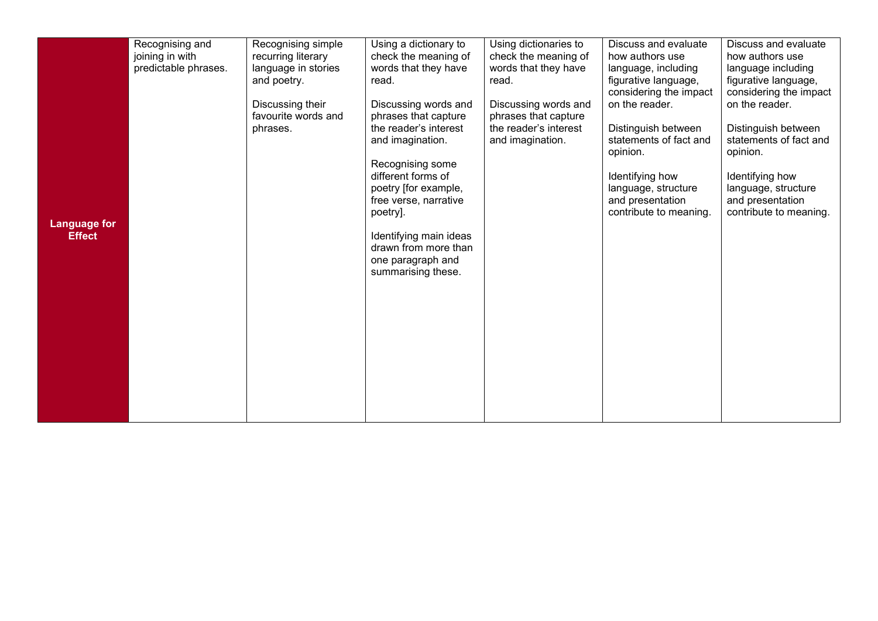| | | | | | | |
|---|---|---|---|---|---|---|
| **Language for Effect** | Recognising and joining in with predictable phrases. | Recognising simple recurring literary language in stories and poetry.<br><br>Discussing their favourite words and phrases. | Using a dictionary to check the meaning of words that they have read.<br><br>Discussing words and phrases that capture the reader's interest and imagination.<br><br>Recognising some different forms of poetry [for example, free verse, narrative poetry].<br><br>Identifying main ideas drawn from more than one paragraph and summarising these. | Using dictionaries to check the meaning of words that they have read.<br><br>Discussing words and phrases that capture the reader's interest and imagination. | Discuss and evaluate how authors use language, including figurative language, considering the impact on the reader.<br><br>Distinguish between statements of fact and opinion.<br><br>Identifying how language, structure and presentation contribute to meaning. | Discuss and evaluate how authors use language including figurative language, considering the impact on the reader.<br><br>Distinguish between statements of fact and opinion.<br><br>Identifying how language, structure and presentation contribute to meaning. |